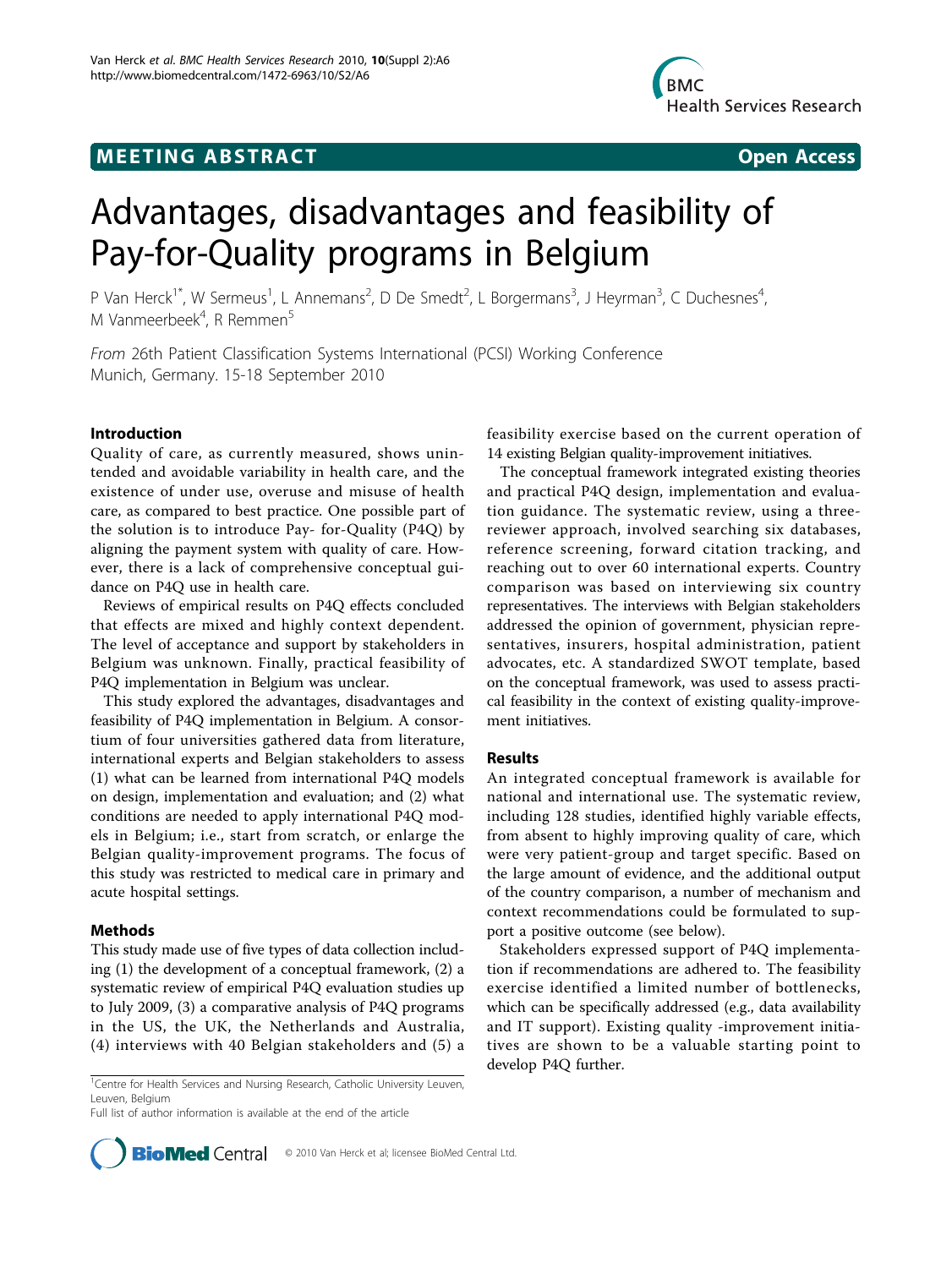MEETING ABSTRACT

Open Access

# Advantages, disadvantages and feasibility of Pay-for-Quality programs in Belgium

P Van Herck[1*], W Sermeus[1], L Annemans[2], D De Smedt[2], L Borgermans[3], J Heyrman[3], C Duchesnes[4], M Vanmeerbeek[4], R Remmen[5]

*From* 26th Patient Classification Systems International (PCSI) Working Conference
Munich, Germany. 15-18 September 2010

## Introduction

Quality of care, as currently measured, shows unintended and avoidable variability in health care, and the existence of under use, overuse and misuse of health care, as compared to best practice. One possible part of the solution is to introduce Pay- for-Quality (P4Q) by aligning the payment system with quality of care. However, there is a lack of comprehensive conceptual guidance on P4Q use in health care.

Reviews of empirical results on P4Q effects concluded that effects are mixed and highly context dependent. The level of acceptance and support by stakeholders in Belgium was unknown. Finally, practical feasibility of P4Q implementation in Belgium was unclear.

This study explored the advantages, disadvantages and feasibility of P4Q implementation in Belgium. A consortium of four universities gathered data from literature, international experts and Belgian stakeholders to assess (1) what can be learned from international P4Q models on design, implementation and evaluation; and (2) what conditions are needed to apply international P4Q models in Belgium; i.e., start from scratch, or enlarge the Belgian quality-improvement programs. The focus of this study was restricted to medical care in primary and acute hospital settings.

## Methods

This study made use of five types of data collection including (1) the development of a conceptual framework, (2) a systematic review of empirical P4Q evaluation studies up to July 2009, (3) a comparative analysis of P4Q programs in the US, the UK, the Netherlands and Australia, (4) interviews with 40 Belgian stakeholders and (5) a feasibility exercise based on the current operation of 14 existing Belgian quality-improvement initiatives.

The conceptual framework integrated existing theories and practical P4Q design, implementation and evaluation guidance. The systematic review, using a three-reviewer approach, involved searching six databases, reference screening, forward citation tracking, and reaching out to over 60 international experts. Country comparison was based on interviewing six country representatives. The interviews with Belgian stakeholders addressed the opinion of government, physician representatives, insurers, hospital administration, patient advocates, etc. A standardized SWOT template, based on the conceptual framework, was used to assess practical feasibility in the context of existing quality-improvement initiatives.

## Results

An integrated conceptual framework is available for national and international use. The systematic review, including 128 studies, identified highly variable effects, from absent to highly improving quality of care, which were very patient-group and target specific. Based on the large amount of evidence, and the additional output of the country comparison, a number of mechanism and context recommendations could be formulated to support a positive outcome (see below).

Stakeholders expressed support of P4Q implementation if recommendations are adhered to. The feasibility exercise identified a limited number of bottlenecks, which can be specifically addressed (e.g., data availability and IT support). Existing quality -improvement initiatives are shown to be a valuable starting point to develop P4Q further.

[1]Centre for Health Services and Nursing Research, Catholic University Leuven, Leuven, Belgium
Full list of author information is available at the end of the article

© 2010 Van Herck et al; licensee BioMed Central Ltd.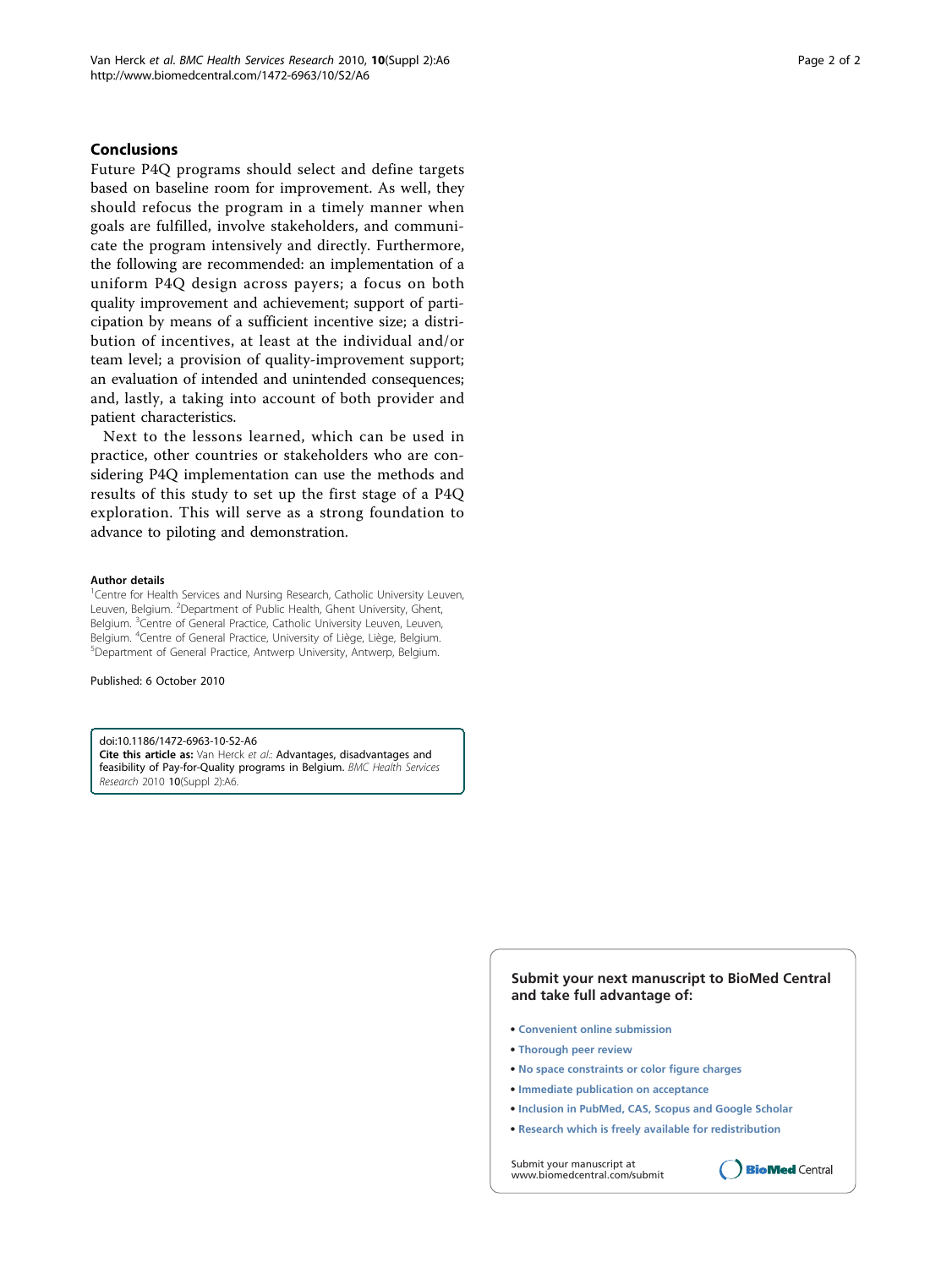## Conclusions

Future P4Q programs should select and define targets based on baseline room for improvement. As well, they should refocus the program in a timely manner when goals are fulfilled, involve stakeholders, and communicate the program intensively and directly. Furthermore, the following are recommended: an implementation of a uniform P4Q design across payers; a focus on both quality improvement and achievement; support of participation by means of a sufficient incentive size; a distribution of incentives, at least at the individual and/or team level; a provision of quality-improvement support; an evaluation of intended and unintended consequences; and, lastly, a taking into account of both provider and patient characteristics.

Next to the lessons learned, which can be used in practice, other countries or stakeholders who are considering P4Q implementation can use the methods and results of this study to set up the first stage of a P4Q exploration. This will serve as a strong foundation to advance to piloting and demonstration.

#### Author details

[1]Centre for Health Services and Nursing Research, Catholic University Leuven, Leuven, Belgium. [2]Department of Public Health, Ghent University, Ghent, Belgium. [3]Centre of General Practice, Catholic University Leuven, Leuven, Belgium. [4]Centre of General Practice, University of Liège, Liège, Belgium. [5]Department of General Practice, Antwerp University, Antwerp, Belgium.

Published: 6 October 2010

doi:10.1186/1472-6963-10-S2-A6
**Cite this article as:** Van Herck *et al.*: Advantages, disadvantages and feasibility of Pay-for-Quality programs in Belgium. *BMC Health Services Research* 2010 **10**(Suppl 2):A6.

**Submit your next manuscript to BioMed Central and take full advantage of:**

- Convenient online submission
- Thorough peer review
- No space constraints or color figure charges
- Immediate publication on acceptance
- Inclusion in PubMed, CAS, Scopus and Google Scholar
- Research which is freely available for redistribution

Submit your manuscript at
www.biomedcentral.com/submit

BioMed Central